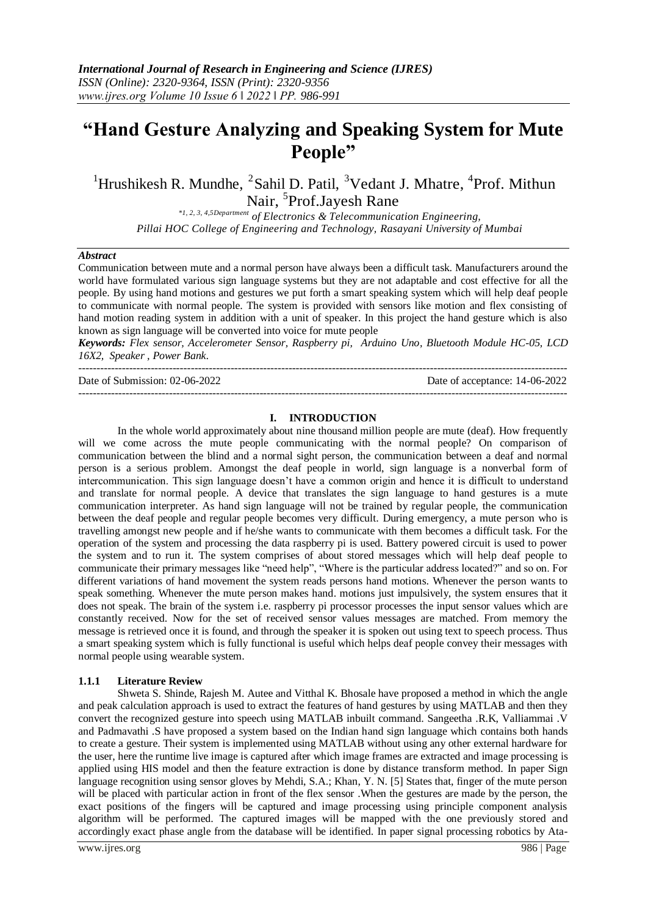# "Hand Gesture Analyzing and Speaking System for Mute People"

[1]Hrushikesh R. Mundhe, [2]Sahil D. Patil, [3]Vedant J. Mhatre, [4]Prof. Mithun Nair, [5]Prof.Jayesh Rane

[*1, 2, 3, 4,5]*Department of Electronics & Telecommunication Engineering, Pillai HOC College of Engineering and Technology, Rasayani University of Mumbai*

### *Abstract*

Communication between mute and a normal person have always been a difficult task. Manufacturers around the world have formulated various sign language systems but they are not adaptable and cost effective for all the people. By using hand motions and gestures we put forth a smart speaking system which will help deaf people to communicate with normal people. The system is provided with sensors like motion and flex consisting of hand motion reading system in addition with a unit of speaker. In this project the hand gesture which is also known as sign language will be converted into voice for mute people

***Keywords:*** *Flex sensor, Accelerometer Sensor, Raspberry pi, Arduino Uno, Bluetooth Module HC-05, LCD 16X2, Speaker , Power Bank.*

---

Date of Submission: 02-06-2022 Date of acceptance: 14-06-2022

---

## I. INTRODUCTION

In the whole world approximately about nine thousand million people are mute (deaf). How frequently will we come across the mute people communicating with the normal people? On comparison of communication between the blind and a normal sight person, the communication between a deaf and normal person is a serious problem. Amongst the deaf people in world, sign language is a nonverbal form of intercommunication. This sign language doesn't have a common origin and hence it is difficult to understand and translate for normal people. A device that translates the sign language to hand gestures is a mute communication interpreter. As hand sign language will not be trained by regular people, the communication between the deaf people and regular people becomes very difficult. During emergency, a mute person who is travelling amongst new people and if he/she wants to communicate with them becomes a difficult task. For the operation of the system and processing the data raspberry pi is used. Battery powered circuit is used to power the system and to run it. The system comprises of about stored messages which will help deaf people to communicate their primary messages like "need help", "Where is the particular address located?" and so on. For different variations of hand movement the system reads persons hand motions. Whenever the person wants to speak something. Whenever the mute person makes hand. motions just impulsively, the system ensures that it does not speak. The brain of the system i.e. raspberry pi processor processes the input sensor values which are constantly received. Now for the set of received sensor values messages are matched. From memory the message is retrieved once it is found, and through the speaker it is spoken out using text to speech process. Thus a smart speaking system which is fully functional is useful which helps deaf people convey their messages with normal people using wearable system.

### 1.1.1 Literature Review

Shweta S. Shinde, Rajesh M. Autee and Vitthal K. Bhosale have proposed a method in which the angle and peak calculation approach is used to extract the features of hand gestures by using MATLAB and then they convert the recognized gesture into speech using MATLAB inbuilt command. Sangeetha .R.K, Valliammai .V and Padmavathi .S have proposed a system based on the Indian hand sign language which contains both hands to create a gesture. Their system is implemented using MATLAB without using any other external hardware for the user, here the runtime live image is captured after which image frames are extracted and image processing is applied using HIS model and then the feature extraction is done by distance transform method. In paper Sign language recognition using sensor gloves by Mehdi, S.A.; Khan, Y. N. [5] States that, finger of the mute person will be placed with particular action in front of the flex sensor .When the gestures are made by the person, the exact positions of the fingers will be captured and image processing using principle component analysis algorithm will be performed. The captured images will be mapped with the one previously stored and accordingly exact phase angle from the database will be identified. In paper signal processing robotics by Ata-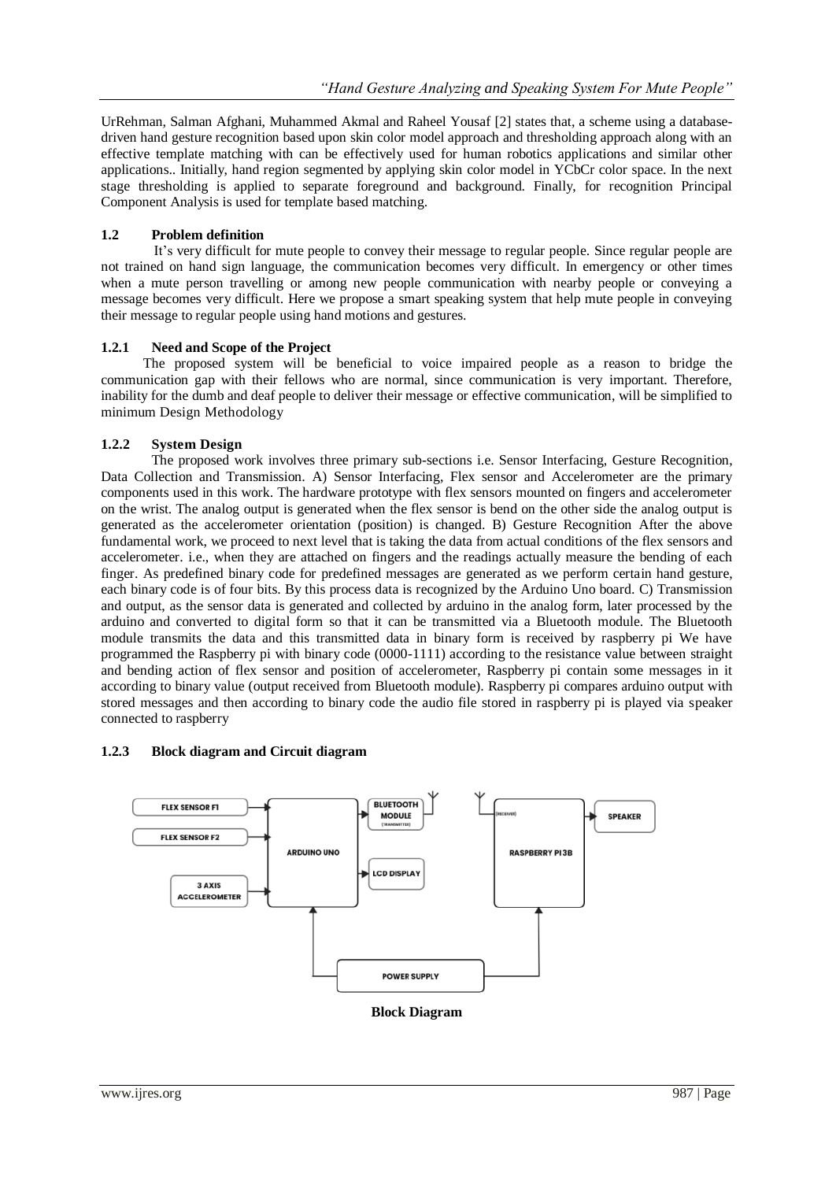UrRehman, Salman Afghani, Muhammed Akmal and Raheel Yousaf [2] states that, a scheme using a database-driven hand gesture recognition based upon skin color model approach and thresholding approach along with an effective template matching with can be effectively used for human robotics applications and similar other applications.. Initially, hand region segmented by applying skin color model in YCbCr color space. In the next stage thresholding is applied to separate foreground and background. Finally, for recognition Principal Component Analysis is used for template based matching.

### 1.2 Problem definition

It's very difficult for mute people to convey their message to regular people. Since regular people are not trained on hand sign language, the communication becomes very difficult. In emergency or other times when a mute person travelling or among new people communication with nearby people or conveying a message becomes very difficult. Here we propose a smart speaking system that help mute people in conveying their message to regular people using hand motions and gestures.

#### 1.2.1 Need and Scope of the Project

The proposed system will be beneficial to voice impaired people as a reason to bridge the communication gap with their fellows who are normal, since communication is very important. Therefore, inability for the dumb and deaf people to deliver their message or effective communication, will be simplified to minimum Design Methodology

#### 1.2.2 System Design

The proposed work involves three primary sub-sections i.e. Sensor Interfacing, Gesture Recognition, Data Collection and Transmission. A) Sensor Interfacing, Flex sensor and Accelerometer are the primary components used in this work. The hardware prototype with flex sensors mounted on fingers and accelerometer on the wrist. The analog output is generated when the flex sensor is bend on the other side the analog output is generated as the accelerometer orientation (position) is changed. B) Gesture Recognition After the above fundamental work, we proceed to next level that is taking the data from actual conditions of the flex sensors and accelerometer. i.e., when they are attached on fingers and the readings actually measure the bending of each finger. As predefined binary code for predefined messages are generated as we perform certain hand gesture, each binary code is of four bits. By this process data is recognized by the Arduino Uno board. C) Transmission and output, as the sensor data is generated and collected by arduino in the analog form, later processed by the arduino and converted to digital form so that it can be transmitted via a Bluetooth module. The Bluetooth module transmits the data and this transmitted data in binary form is received by raspberry pi We have programmed the Raspberry pi with binary code (0000-1111) according to the resistance value between straight and bending action of flex sensor and position of accelerometer, Raspberry pi contain some messages in it according to binary value (output received from Bluetooth module). Raspberry pi compares arduino output with stored messages and then according to binary code the audio file stored in raspberry pi is played via speaker connected to raspberry

#### 1.2.3 Block diagram and Circuit diagram

FLEX SENSOR F1 | FLEX SENSOR F2 | 3 AXIS ACCELEROMETER | ARDUINO UNO | BLUETOOTH MODULE (TRANSMITTER) | LCD DISPLAY | (RECEIVER) RASPBERRY PI3B | SPEAKER | POWER SUPPLY

**Block Diagram**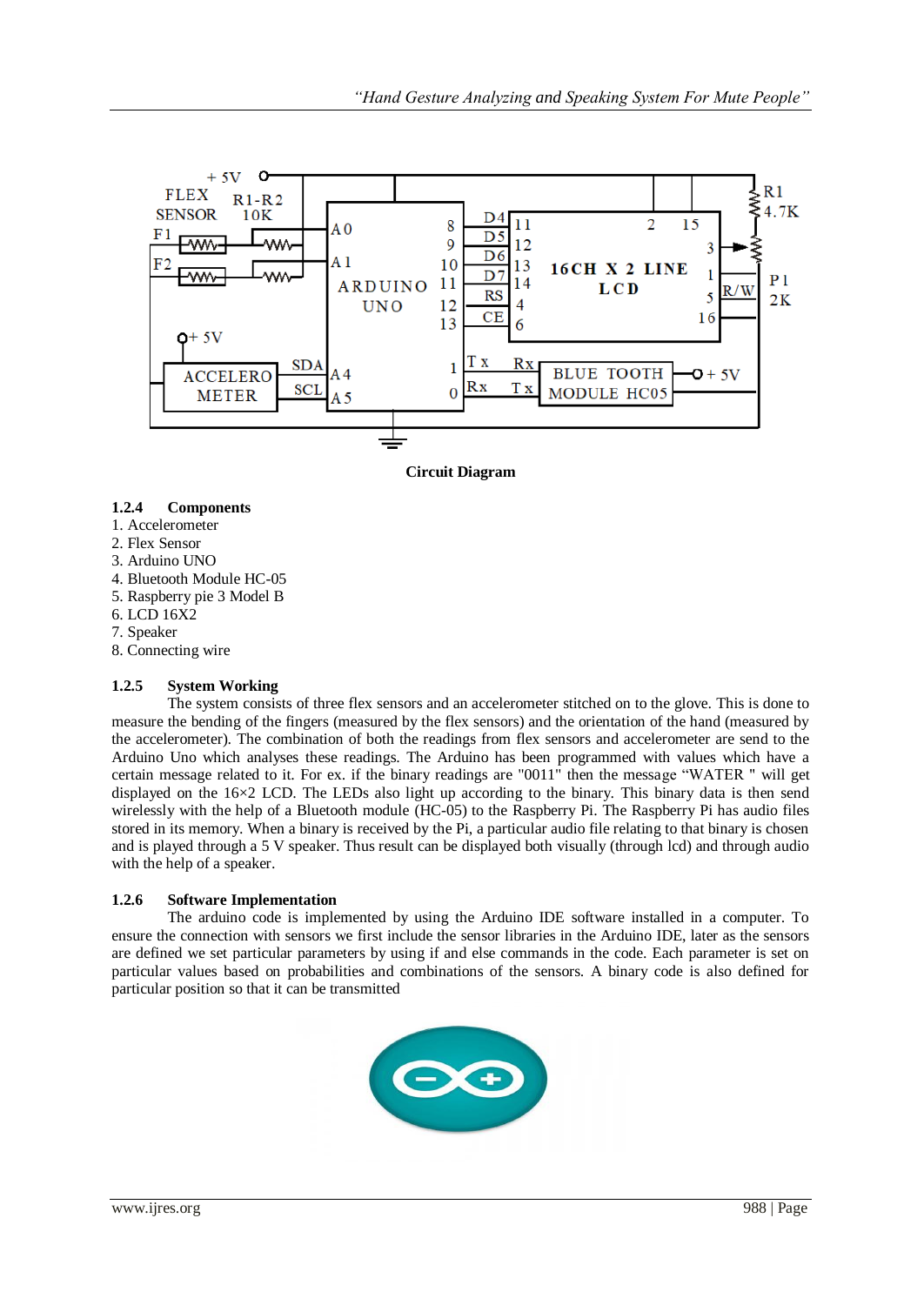Circuit Diagram

### 1.2.4 Components

1. Accelerometer
2. Flex Sensor
3. Arduino UNO
4. Bluetooth Module HC-05
5. Raspberry pie 3 Model B
6. LCD 16X2
7. Speaker
8. Connecting wire

### 1.2.5 System Working

The system consists of three flex sensors and an accelerometer stitched on to the glove. This is done to measure the bending of the fingers (measured by the flex sensors) and the orientation of the hand (measured by the accelerometer). The combination of both the readings from flex sensors and accelerometer are send to the Arduino Uno which analyses these readings. The Arduino has been programmed with values which have a certain message related to it. For ex. if the binary readings are "0011" then the message "WATER " will get displayed on the 16×2 LCD. The LEDs also light up according to the binary. This binary data is then send wirelessly with the help of a Bluetooth module (HC-05) to the Raspberry Pi. The Raspberry Pi has audio files stored in its memory. When a binary is received by the Pi, a particular audio file relating to that binary is chosen and is played through a 5 V speaker. Thus result can be displayed both visually (through lcd) and through audio with the help of a speaker.

### 1.2.6 Software Implementation

The arduino code is implemented by using the Arduino IDE software installed in a computer. To ensure the connection with sensors we first include the sensor libraries in the Arduino IDE, later as the sensors are defined we set particular parameters by using if and else commands in the code. Each parameter is set on particular values based on probabilities and combinations of the sensors. A binary code is also defined for particular position so that it can be transmitted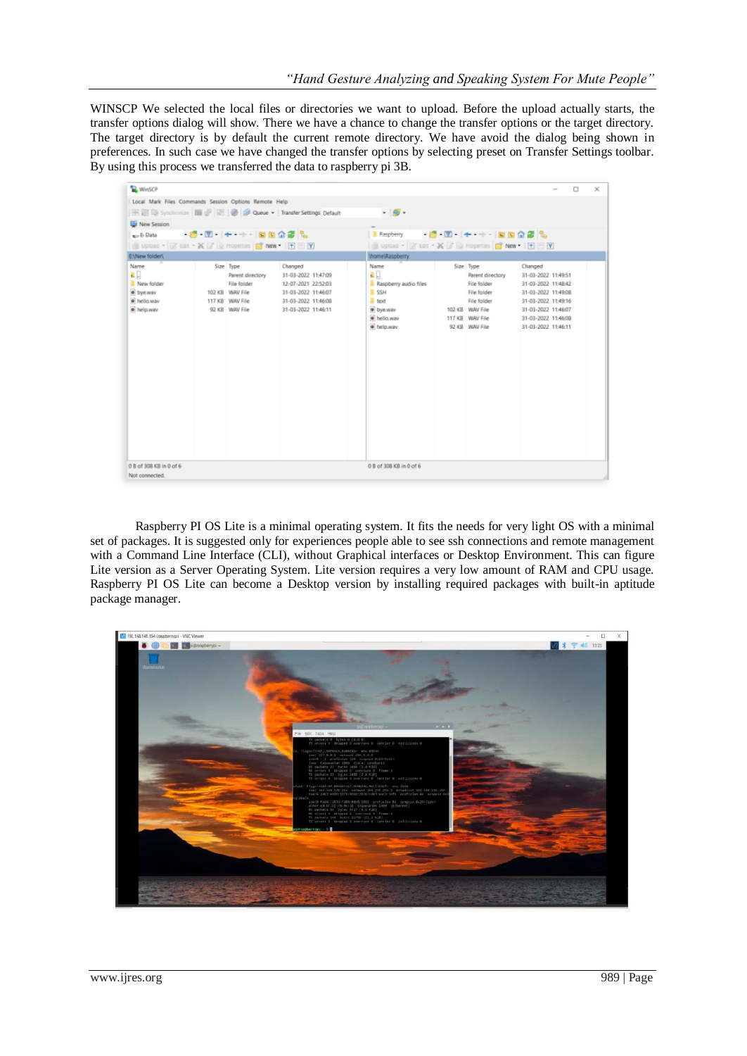WINSCP We selected the local files or directories we want to upload. Before the upload actually starts, the transfer options dialog will show. There we have a chance to change the transfer options or the target directory. The target directory is by default the current remote directory. We have avoid the dialog being shown in preferences. In such case we have changed the transfer options by selecting preset on Transfer Settings toolbar. By using this process we transferred the data to raspberry pi 3B.

Raspberry PI OS Lite is a minimal operating system. It fits the needs for very light OS with a minimal set of packages. It is suggested only for experiences people able to see ssh connections and remote management with a Command Line Interface (CLI), without Graphical interfaces or Desktop Environment. This can figure Lite version as a Server Operating System. Lite version requires a very low amount of RAM and CPU usage. Raspberry PI OS Lite can become a Desktop version by installing required packages with built-in aptitude package manager.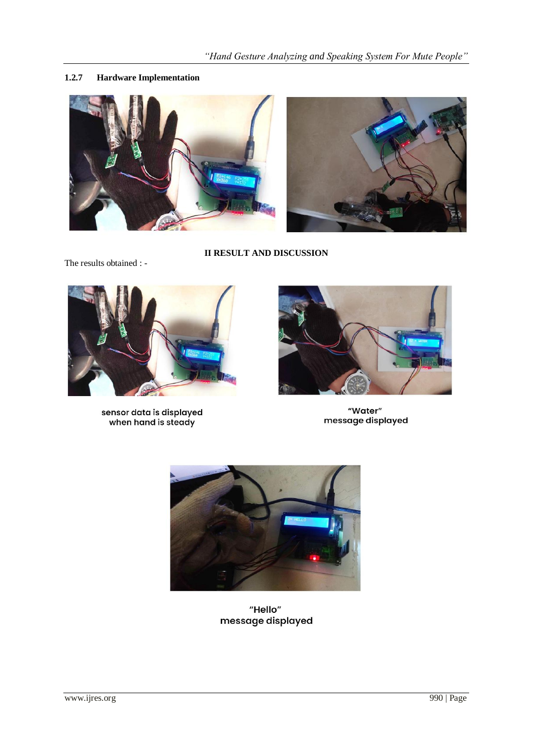#### 1.2.7 Hardware Implementation

## II RESULT AND DISCUSSION

The results obtained : -

sensor data is displayed when hand is steady

"Water" message displayed

"Hello" message displayed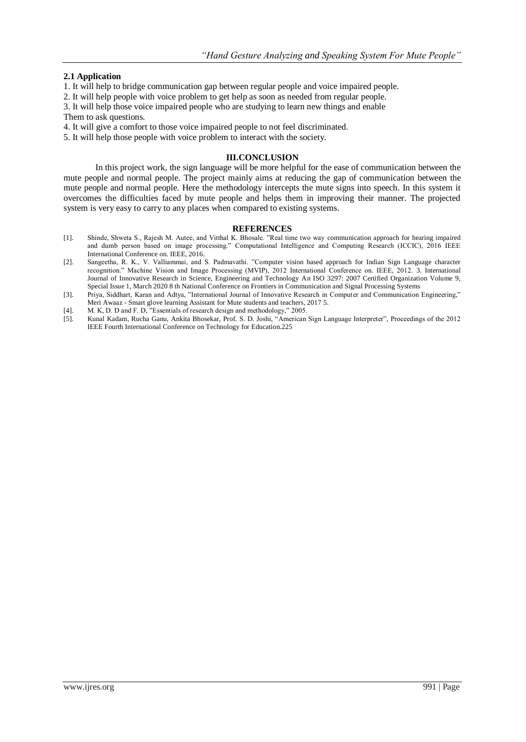### 2.1 Application

1. It will help to bridge communication gap between regular people and voice impaired people.
2. It will help people with voice problem to get help as soon as needed from regular people.
3. It will help those voice impaired people who are studying to learn new things and enable Them to ask questions.
4. It will give a comfort to those voice impaired people to not feel discriminated.
5. It will help those people with voice problem to interact with the society.

## III.CONCLUSION

In this project work, the sign language will be more helpful for the ease of communication between the mute people and normal people. The project mainly aims at reducing the gap of communication between the mute people and normal people. Here the methodology intercepts the mute signs into speech. In this system it overcomes the difficulties faced by mute people and helps them in improving their manner. The projected system is very easy to carry to any places when compared to existing systems.

## REFERENCES

[1]. Shinde, Shweta S., Rajesh M. Autee, and Vitthal K. Bhosale. "Real time two way communication approach for hearing impaired and dumb person based on image processing." Computational Intelligence and Computing Research (ICCIC), 2016 IEEE International Conference on. IEEE, 2016.

[2]. Sangeetha, R. K., V. Valliammai, and S. Padmavathi. "Computer vision based approach for Indian Sign Language character recognition." Machine Vision and Image Processing (MVIP), 2012 International Conference on. IEEE, 2012. 3. International Journal of Innovative Research in Science, Engineering and Technology An ISO 3297: 2007 Certified Organization Volume 9, Special Issue 1, March 2020 8 th National Conference on Frontiers in Communication and Signal Processing Systems

[3]. Priya, Siddhart, Karan and Adtya, "International Journal of Innovative Research in Computer and Communication Engineering," Meri Awaaz - Smart glove learning Assistant for Mute students and teachers, 2017 5.

[4]. M. K, D. D and F. D, "Essentials of research design and methodology," 2005.

[5]. Kunal Kadam, Rucha Ganu, Ankita Bhosekar, Prof. S. D. Joshi, "American Sign Language Interpreter", Proceedings of the 2012 IEEE Fourth International Conference on Technology for Education.225